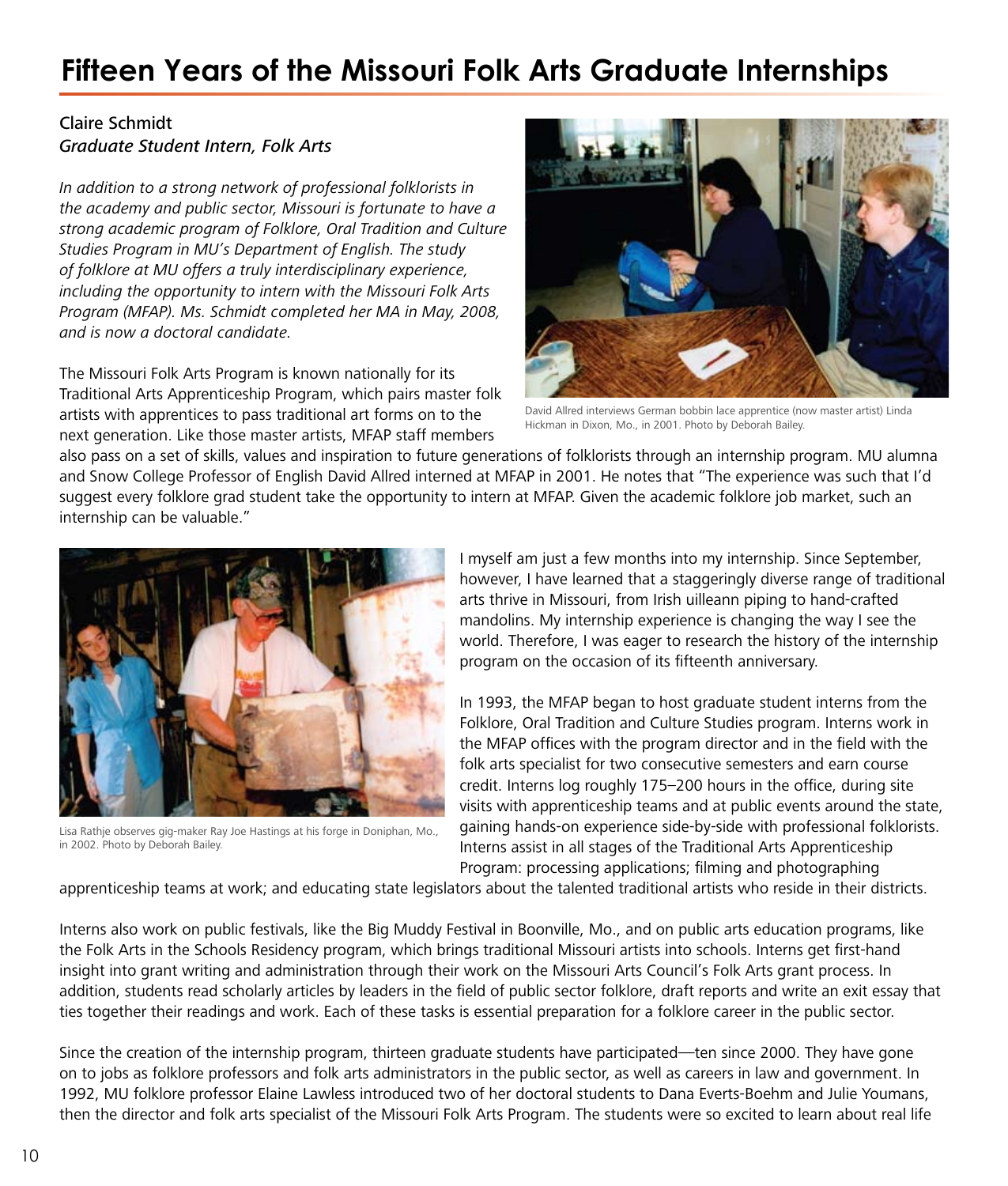# Fifteen Years of the Missouri Folk Arts Graduate Internships

Claire Schmidt
*Graduate Student Intern, Folk Arts*

*In addition to a strong network of professional folklorists in the academy and public sector, Missouri is fortunate to have a strong academic program of Folklore, Oral Tradition and Culture Studies Program in MU's Department of English. The study of folklore at MU offers a truly interdisciplinary experience, including the opportunity to intern with the Missouri Folk Arts Program (MFAP). Ms. Schmidt completed her MA in May, 2008, and is now a doctoral candidate.*

David Allred interviews German bobbin lace apprentice (now master artist) Linda Hickman in Dixon, Mo., in 2001. Photo by Deborah Bailey.

The Missouri Folk Arts Program is known nationally for its Traditional Arts Apprenticeship Program, which pairs master folk artists with apprentices to pass traditional art forms on to the next generation. Like those master artists, MFAP staff members also pass on a set of skills, values and inspiration to future generations of folklorists through an internship program. MU alumna and Snow College Professor of English David Allred interned at MFAP in 2001. He notes that "The experience was such that I'd suggest every folklore grad student take the opportunity to intern at MFAP. Given the academic folklore job market, such an internship can be valuable."

Lisa Rathje observes gig-maker Ray Joe Hastings at his forge in Doniphan, Mo., in 2002. Photo by Deborah Bailey.

I myself am just a few months into my internship. Since September, however, I have learned that a staggeringly diverse range of traditional arts thrive in Missouri, from Irish uilleann piping to hand-crafted mandolins. My internship experience is changing the way I see the world. Therefore, I was eager to research the history of the internship program on the occasion of its fifteenth anniversary.

In 1993, the MFAP began to host graduate student interns from the Folklore, Oral Tradition and Culture Studies program. Interns work in the MFAP offices with the program director and in the field with the folk arts specialist for two consecutive semesters and earn course credit. Interns log roughly 175–200 hours in the office, during site visits with apprenticeship teams and at public events around the state, gaining hands-on experience side-by-side with professional folklorists. Interns assist in all stages of the Traditional Arts Apprenticeship Program: processing applications; filming and photographing apprenticeship teams at work; and educating state legislators about the talented traditional artists who reside in their districts.

Interns also work on public festivals, like the Big Muddy Festival in Boonville, Mo., and on public arts education programs, like the Folk Arts in the Schools Residency program, which brings traditional Missouri artists into schools. Interns get first-hand insight into grant writing and administration through their work on the Missouri Arts Council's Folk Arts grant process. In addition, students read scholarly articles by leaders in the field of public sector folklore, draft reports and write an exit essay that ties together their readings and work. Each of these tasks is essential preparation for a folklore career in the public sector.

Since the creation of the internship program, thirteen graduate students have participated—ten since 2000. They have gone on to jobs as folklore professors and folk arts administrators in the public sector, as well as careers in law and government. In 1992, MU folklore professor Elaine Lawless introduced two of her doctoral students to Dana Everts-Boehm and Julie Youmans, then the director and folk arts specialist of the Missouri Folk Arts Program. The students were so excited to learn about real life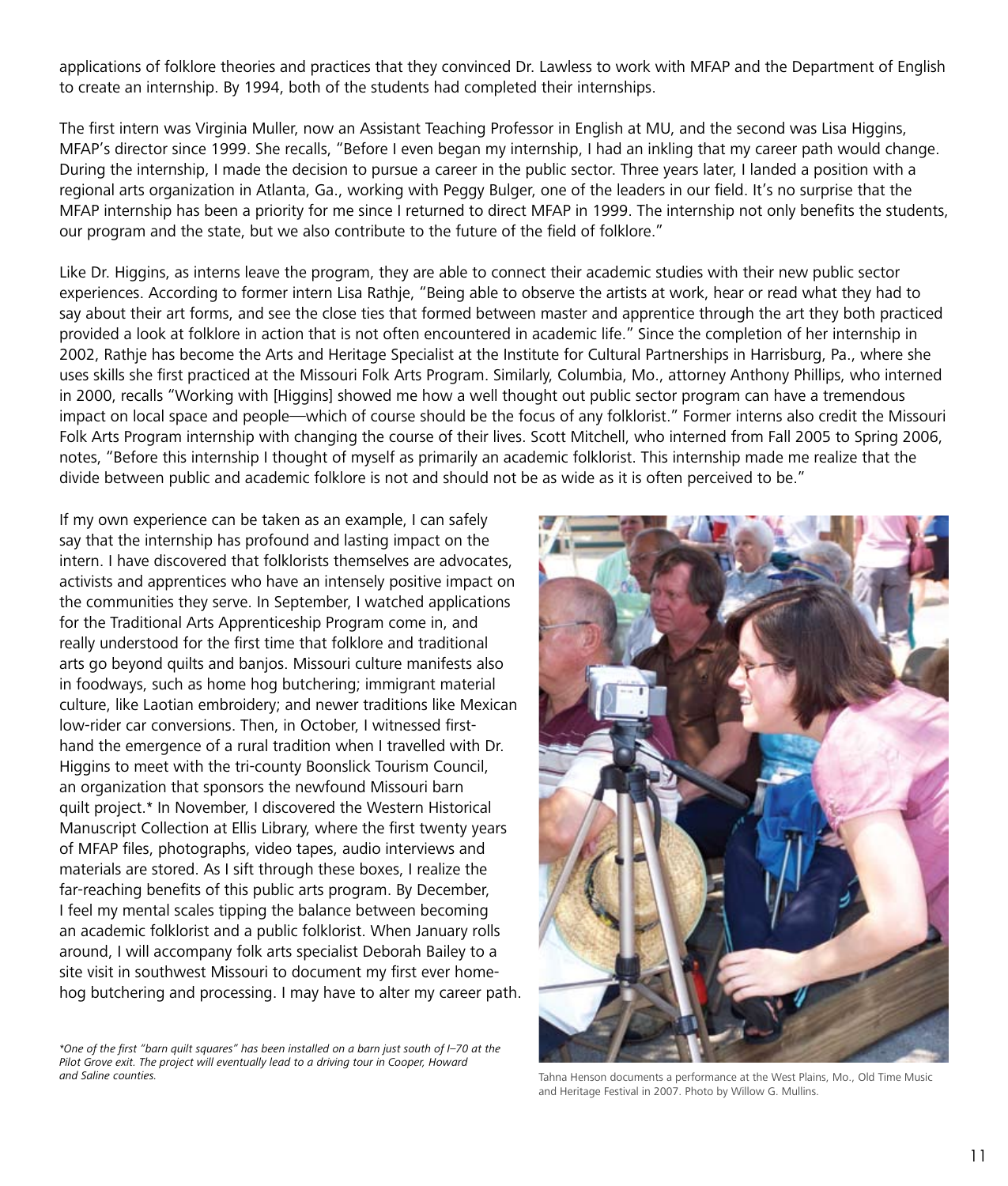applications of folklore theories and practices that they convinced Dr. Lawless to work with MFAP and the Department of English to create an internship. By 1994, both of the students had completed their internships.

The first intern was Virginia Muller, now an Assistant Teaching Professor in English at MU, and the second was Lisa Higgins, MFAP's director since 1999. She recalls, "Before I even began my internship, I had an inkling that my career path would change. During the internship, I made the decision to pursue a career in the public sector. Three years later, I landed a position with a regional arts organization in Atlanta, Ga., working with Peggy Bulger, one of the leaders in our field. It's no surprise that the MFAP internship has been a priority for me since I returned to direct MFAP in 1999. The internship not only benefits the students, our program and the state, but we also contribute to the future of the field of folklore."

Like Dr. Higgins, as interns leave the program, they are able to connect their academic studies with their new public sector experiences. According to former intern Lisa Rathje, "Being able to observe the artists at work, hear or read what they had to say about their art forms, and see the close ties that formed between master and apprentice through the art they both practiced provided a look at folklore in action that is not often encountered in academic life." Since the completion of her internship in 2002, Rathje has become the Arts and Heritage Specialist at the Institute for Cultural Partnerships in Harrisburg, Pa., where she uses skills she first practiced at the Missouri Folk Arts Program. Similarly, Columbia, Mo., attorney Anthony Phillips, who interned in 2000, recalls "Working with [Higgins] showed me how a well thought out public sector program can have a tremendous impact on local space and people—which of course should be the focus of any folklorist." Former interns also credit the Missouri Folk Arts Program internship with changing the course of their lives. Scott Mitchell, who interned from Fall 2005 to Spring 2006, notes, "Before this internship I thought of myself as primarily an academic folklorist. This internship made me realize that the divide between public and academic folklore is not and should not be as wide as it is often perceived to be."

If my own experience can be taken as an example, I can safely say that the internship has profound and lasting impact on the intern. I have discovered that folklorists themselves are advocates, activists and apprentices who have an intensely positive impact on the communities they serve. In September, I watched applications for the Traditional Arts Apprenticeship Program come in, and really understood for the first time that folklore and traditional arts go beyond quilts and banjos. Missouri culture manifests also in foodways, such as home hog butchering; immigrant material culture, like Laotian embroidery; and newer traditions like Mexican low-rider car conversions. Then, in October, I witnessed first-hand the emergence of a rural tradition when I travelled with Dr. Higgins to meet with the tri-county Boonslick Tourism Council, an organization that sponsors the newfound Missouri barn quilt project.* In November, I discovered the Western Historical Manuscript Collection at Ellis Library, where the first twenty years of MFAP files, photographs, video tapes, audio interviews and materials are stored. As I sift through these boxes, I realize the far-reaching benefits of this public arts program. By December, I feel my mental scales tipping the balance between becoming an academic folklorist and a public folklorist. When January rolls around, I will accompany folk arts specialist Deborah Bailey to a site visit in southwest Missouri to document my first ever home-hog butchering and processing. I may have to alter my career path.

*\*One of the first "barn quilt squares" has been installed on a barn just south of I–70 at the Pilot Grove exit. The project will eventually lead to a driving tour in Cooper, Howard and Saline counties.*

Tahna Henson documents a performance at the West Plains, Mo., Old Time Music and Heritage Festival in 2007. Photo by Willow G. Mullins.